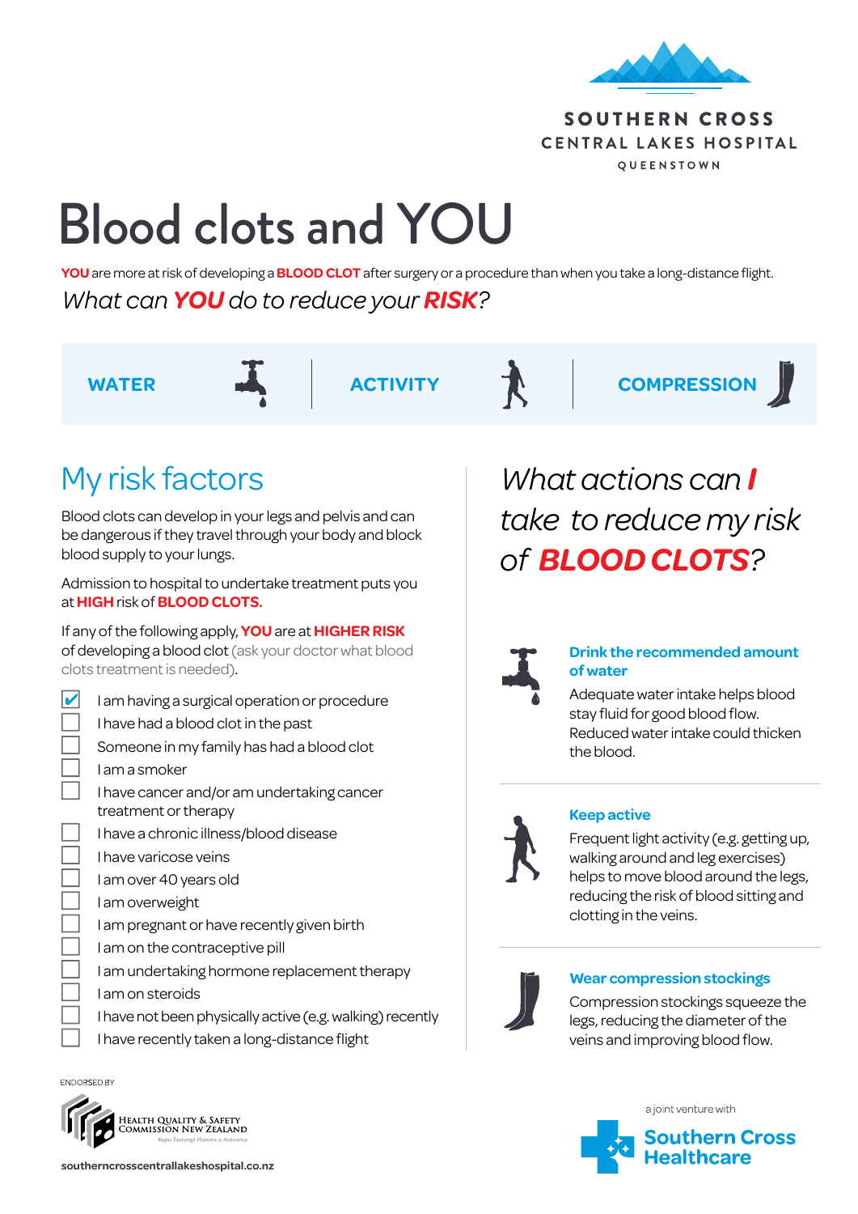SOUTHERN CROSS
CENTRAL LAKES HOSPITAL
QUEENSTOWN

# Blood clots and YOU

**YOU** are more at risk of developing a **BLOOD CLOT** after surgery or a procedure than when you take a long-distance flight.

*What can **YOU** do to reduce your **RISK**?*

**WATER** | **ACTIVITY** | **COMPRESSION**

## My risk factors

Blood clots can develop in your legs and pelvis and can be dangerous if they travel through your body and block blood supply to your lungs.

Admission to hospital to undertake treatment puts you at **HIGH** risk of **BLOOD CLOTS.**

If any of the following apply, **YOU** are at **HIGHER RISK** of developing a blood clot (ask your doctor what blood clots treatment is needed).

- [x] I am having a surgical operation or procedure
- [ ] I have had a blood clot in the past
- [ ] Someone in my family has had a blood clot
- [ ] I am a smoker
- [ ] I have cancer and/or am undertaking cancer treatment or therapy
- [ ] I have a chronic illness/blood disease
- [ ] I have varicose veins
- [ ] I am over 40 years old
- [ ] I am overweight
- [ ] I am pregnant or have recently given birth
- [ ] I am on the contraceptive pill
- [ ] I am undertaking hormone replacement therapy
- [ ] I am on steroids
- [ ] I have not been physically active (e.g. walking) recently
- [ ] I have recently taken a long-distance flight

## *What actions can **I** take to reduce my risk of **BLOOD CLOTS**?*

### Drink the recommended amount of water

Adequate water intake helps blood stay fluid for good blood flow. Reduced water intake could thicken the blood.

### Keep active

Frequent light activity (e.g. getting up, walking around and leg exercises) helps to move blood around the legs, reducing the risk of blood sitting and clotting in the veins.

### Wear compression stockings

Compression stockings squeeze the legs, reducing the diameter of the veins and improving blood flow.

ENDORSED BY

Health Quality & Safety Commission New Zealand
Kupu Taurangi Hauora o Aotearoa

a joint venture with Southern Cross Healthcare

southerncrosscentrallakeshospital.co.nz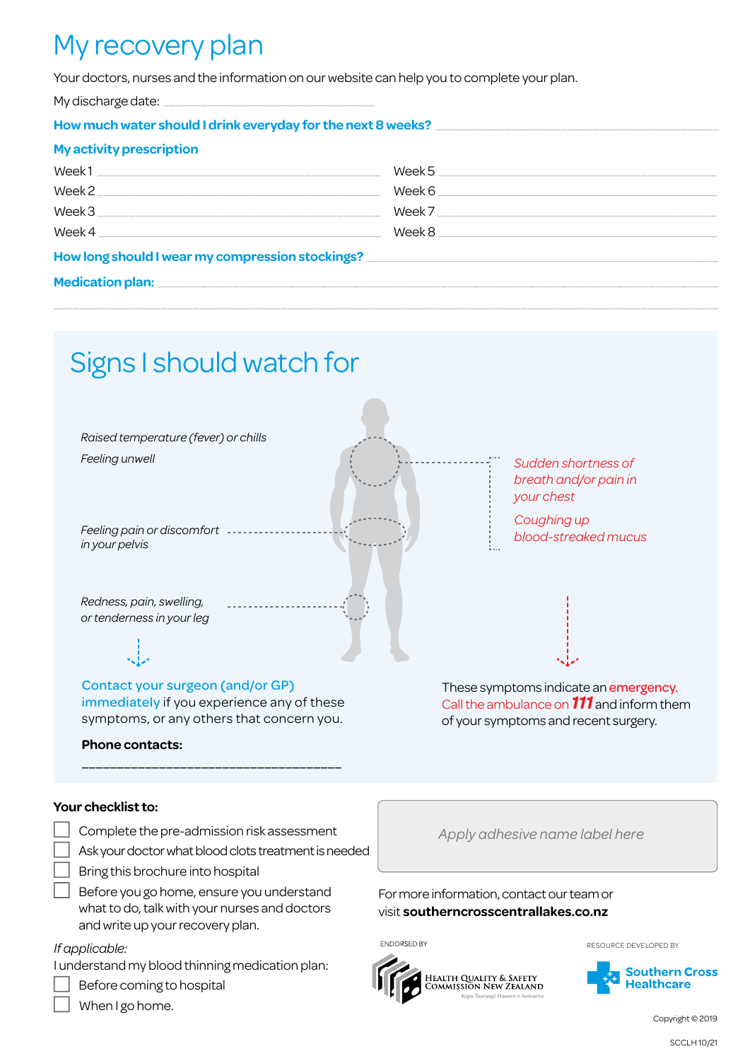# My recovery plan

Your doctors, nurses and the information on our website can help you to complete your plan.

My discharge date: ______________________________

**How much water should I drink everyday for the next 8 weeks?** ______________________________

**My activity prescription**

Week 1 ______________________________

Week 2 ______________________________

Week 3 ______________________________

Week 4 ______________________________

Week 5 ______________________________

Week 6 ______________________________

Week 7 ______________________________

Week 8 ______________________________

**How long should I wear my compression stockings?** ______________________________

**Medication plan:** ______________________________

______________________________

## Signs I should watch for

*Raised temperature (fever) or chills*

*Feeling unwell*

*Feeling pain or discomfort in your pelvis*

*Redness, pain, swelling, or tenderness in your leg*

Contact your surgeon (and/or GP) immediately if you experience any of these symptoms, or any others that concern you.

**Phone contacts:**

______________________________

*Sudden shortness of breath and/or pain in your chest*

*Coughing up blood-streaked mucus*

These symptoms indicate an emergency. Call the ambulance on **111** and inform them of your symptoms and recent surgery.

**Your checklist to:**

- [ ] Complete the pre-admission risk assessment
- [ ] Ask your doctor what blood clots treatment is needed
- [ ] Bring this brochure into hospital
- [ ] Before you go home, ensure you understand what to do, talk with your nurses and doctors and write up your recovery plan.

*If applicable:*

I understand my blood thinning medication plan:

- [ ] Before coming to hospital
- [ ] When I go home.

*Apply adhesive name label here*

For more information, contact our team or visit **southerncrosscentrallakes.co.nz**

ENDORSED BY

Health Quality & Safety Commission New Zealand
Kupu Taurangi Hauora o Aotearoa

RESOURCE DEVELOPED BY

Southern Cross Healthcare

Copyright © 2019

SCCLH 10/21